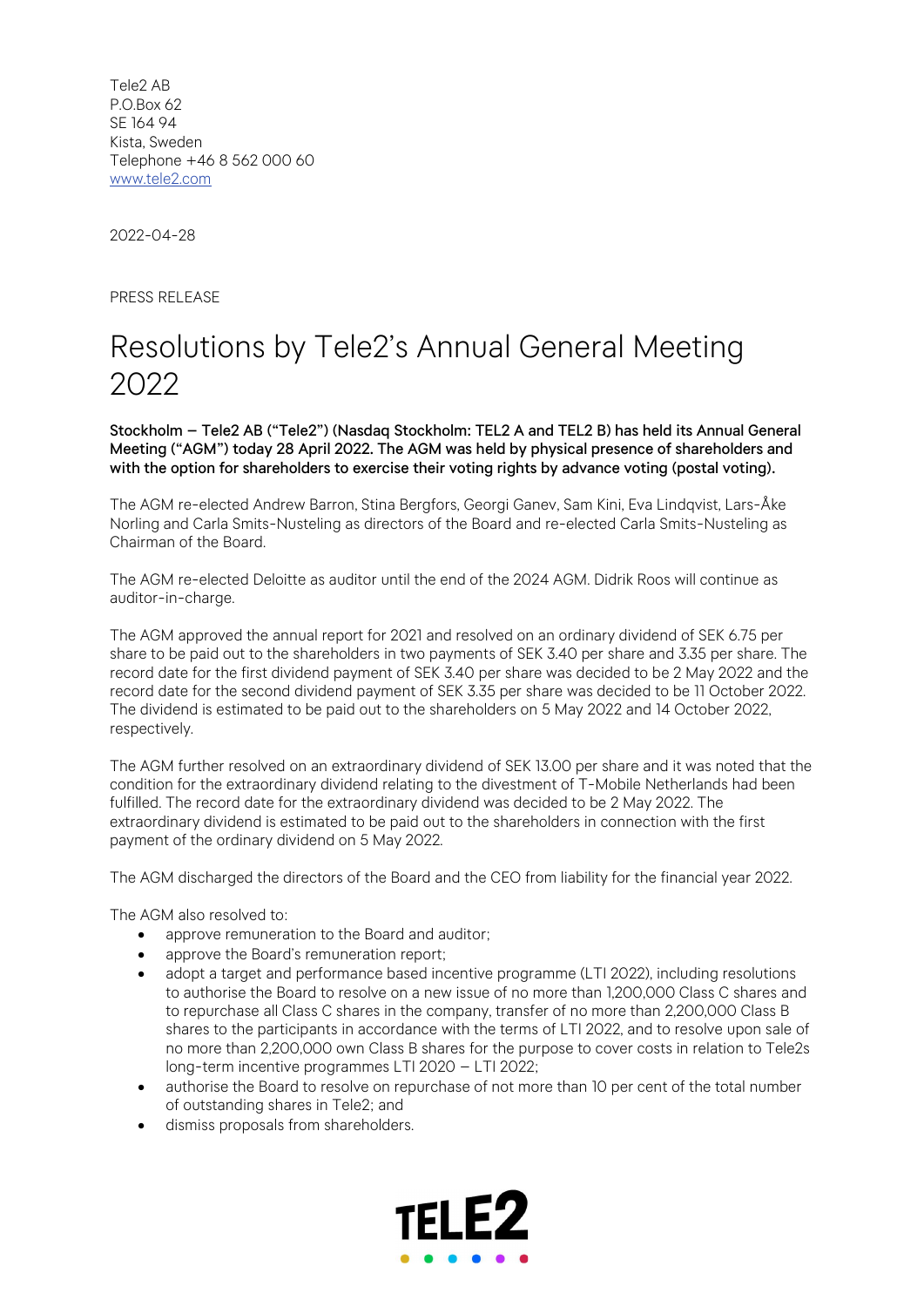Tele2 AB
P.O.Box 62
SE 164 94
Kista, Sweden
Telephone +46 8 562 000 60
www.tele2.com

2022-04-28

PRESS RELEASE

# Resolutions by Tele2's Annual General Meeting 2022

**Stockholm – Tele2 AB ("Tele2") (Nasdaq Stockholm: TEL2 A and TEL2 B) has held its Annual General Meeting ("AGM") today 28 April 2022. The AGM was held by physical presence of shareholders and with the option for shareholders to exercise their voting rights by advance voting (postal voting).**

The AGM re-elected Andrew Barron, Stina Bergfors, Georgi Ganev, Sam Kini, Eva Lindqvist, Lars-Åke Norling and Carla Smits-Nusteling as directors of the Board and re-elected Carla Smits-Nusteling as Chairman of the Board.

The AGM re-elected Deloitte as auditor until the end of the 2024 AGM. Didrik Roos will continue as auditor-in-charge.

The AGM approved the annual report for 2021 and resolved on an ordinary dividend of SEK 6.75 per share to be paid out to the shareholders in two payments of SEK 3.40 per share and 3.35 per share. The record date for the first dividend payment of SEK 3.40 per share was decided to be 2 May 2022 and the record date for the second dividend payment of SEK 3.35 per share was decided to be 11 October 2022. The dividend is estimated to be paid out to the shareholders on 5 May 2022 and 14 October 2022, respectively.

The AGM further resolved on an extraordinary dividend of SEK 13.00 per share and it was noted that the condition for the extraordinary dividend relating to the divestment of T-Mobile Netherlands had been fulfilled. The record date for the extraordinary dividend was decided to be 2 May 2022. The extraordinary dividend is estimated to be paid out to the shareholders in connection with the first payment of the ordinary dividend on 5 May 2022.

The AGM discharged the directors of the Board and the CEO from liability for the financial year 2022.

The AGM also resolved to:

- approve remuneration to the Board and auditor;
- approve the Board's remuneration report;
- adopt a target and performance based incentive programme (LTI 2022), including resolutions to authorise the Board to resolve on a new issue of no more than 1,200,000 Class C shares and to repurchase all Class C shares in the company, transfer of no more than 2,200,000 Class B shares to the participants in accordance with the terms of LTI 2022, and to resolve upon sale of no more than 2,200,000 own Class B shares for the purpose to cover costs in relation to Tele2s long-term incentive programmes LTI 2020 – LTI 2022;
- authorise the Board to resolve on repurchase of not more than 10 per cent of the total number of outstanding shares in Tele2; and
- dismiss proposals from shareholders.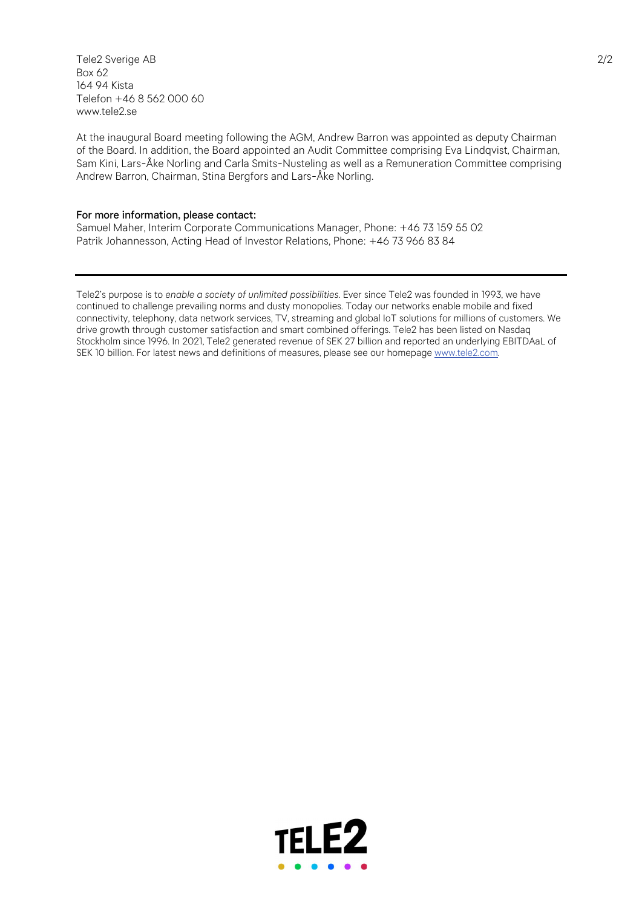Tele2 Sverige AB
Box 62
164 94 Kista
Telefon +46 8 562 000 60
www.tele2.se

At the inaugural Board meeting following the AGM, Andrew Barron was appointed as deputy Chairman of the Board. In addition, the Board appointed an Audit Committee comprising Eva Lindqvist, Chairman, Sam Kini, Lars-Åke Norling and Carla Smits-Nusteling as well as a Remuneration Committee comprising Andrew Barron, Chairman, Stina Bergfors and Lars-Åke Norling.

**For more information, please contact:**
Samuel Maher, Interim Corporate Communications Manager, Phone: +46 73 159 55 02
Patrik Johannesson, Acting Head of Investor Relations, Phone: +46 73 966 83 84

---

Tele2's purpose is to *enable a society of unlimited possibilities*. Ever since Tele2 was founded in 1993, we have continued to challenge prevailing norms and dusty monopolies. Today our networks enable mobile and fixed connectivity, telephony, data network services, TV, streaming and global IoT solutions for millions of customers. We drive growth through customer satisfaction and smart combined offerings. Tele2 has been listed on Nasdaq Stockholm since 1996. In 2021, Tele2 generated revenue of SEK 27 billion and reported an underlying EBITDAaL of SEK 10 billion. For latest news and definitions of measures, please see our homepage www.tele2.com.

TELE2